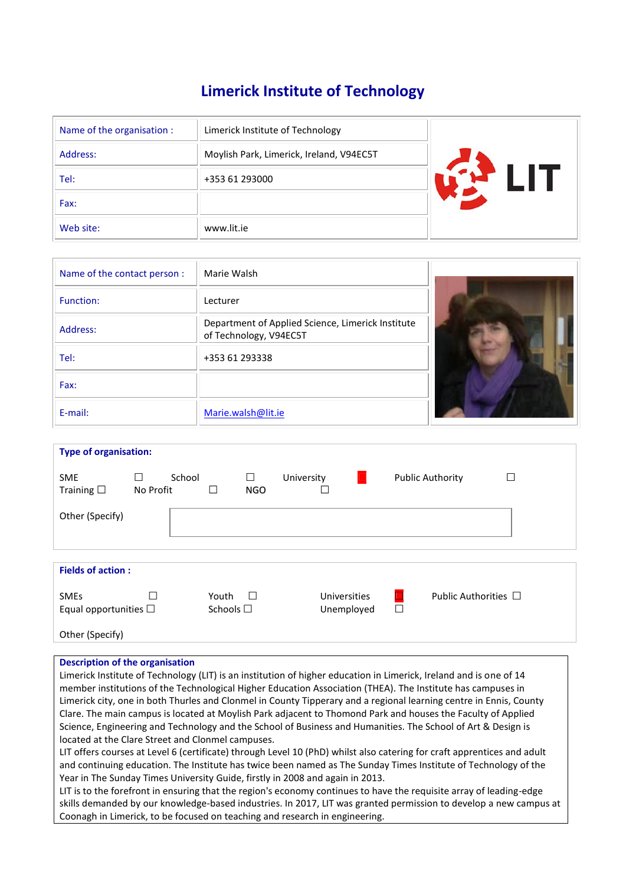# Limerick Institute of Technology

| Name of the organisation : | Limerick Institute of Technology |
|---|---|
| Address: | Moylish Park, Limerick, Ireland, V94EC5T |
| Tel: | +353 61 293000 |
| Fax: | |
| Web site: | www.lit.ie |

| Name of the contact person : | Marie Walsh |
|---|---|
| Function: | Lecturer |
| Address: | Department of Applied Science, Limerick Institute of Technology, V94EC5T |
| Tel: | +353 61 293338 |
| Fax: | |
| E-mail: | Marie.walsh@lit.ie |

**Type of organisation:**

SME ☐ School ☐ University ■ Public Authority ☐
Training ☐ No Profit ☐ NGO ☐

Other (Specify)

**Fields of action :**

SMEs ☐ Youth ☐ Universities ■ Public Authorities ☐
Equal opportunities ☐ Schools ☐ Unemployed ☐

Other (Specify)

**Description of the organisation**

Limerick Institute of Technology (LIT) is an institution of higher education in Limerick, Ireland and is one of 14 member institutions of the Technological Higher Education Association (THEA). The Institute has campuses in Limerick city, one in both Thurles and Clonmel in County Tipperary and a regional learning centre in Ennis, County Clare. The main campus is located at Moylish Park adjacent to Thomond Park and houses the Faculty of Applied Science, Engineering and Technology and the School of Business and Humanities. The School of Art & Design is located at the Clare Street and Clonmel campuses.

LIT offers courses at Level 6 (certificate) through Level 10 (PhD) whilst also catering for craft apprentices and adult and continuing education. The Institute has twice been named as The Sunday Times Institute of Technology of the Year in The Sunday Times University Guide, firstly in 2008 and again in 2013.

LIT is to the forefront in ensuring that the region's economy continues to have the requisite array of leading-edge skills demanded by our knowledge-based industries. In 2017, LIT was granted permission to develop a new campus at Coonagh in Limerick, to be focused on teaching and research in engineering.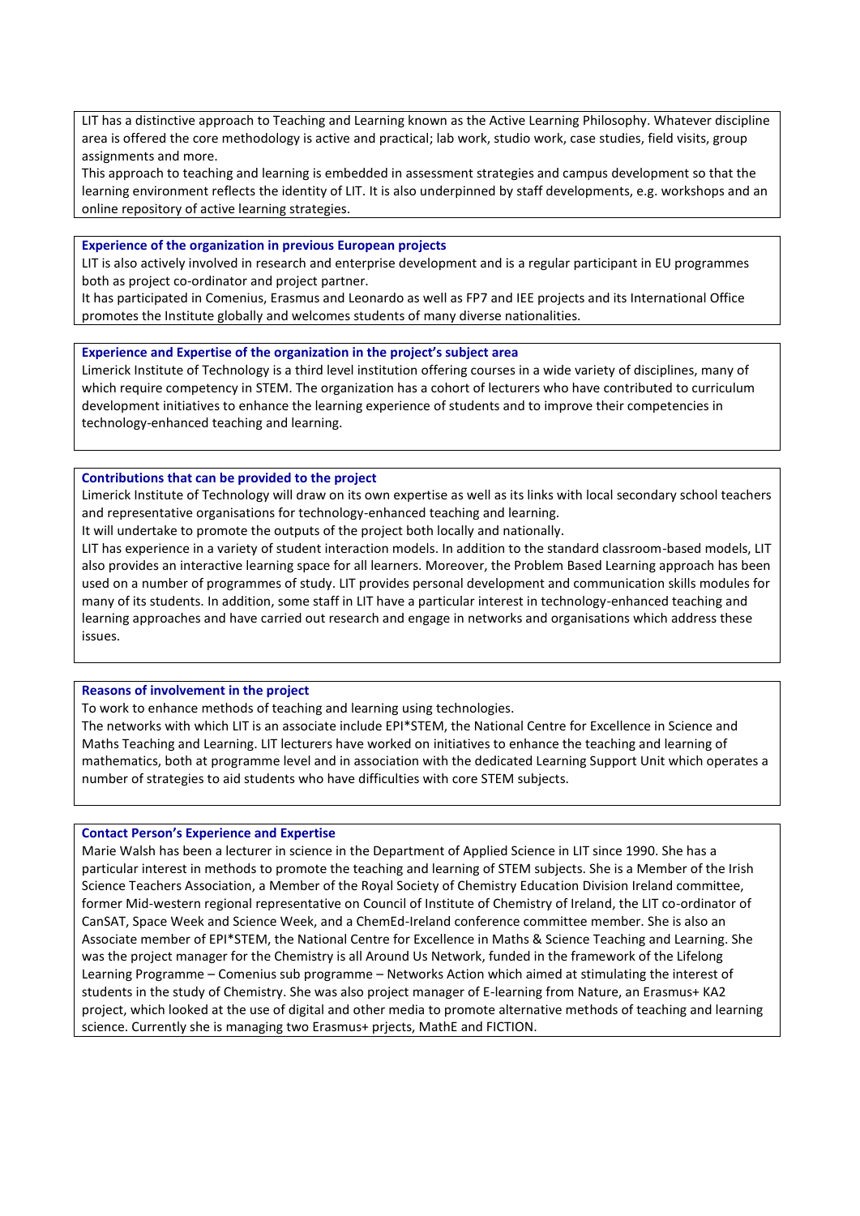LIT has a distinctive approach to Teaching and Learning known as the Active Learning Philosophy. Whatever discipline area is offered the core methodology is active and practical; lab work, studio work, case studies, field visits, group assignments and more.

This approach to teaching and learning is embedded in assessment strategies and campus development so that the learning environment reflects the identity of LIT. It is also underpinned by staff developments, e.g. workshops and an online repository of active learning strategies.

**Experience of the organization in previous European projects**

LIT is also actively involved in research and enterprise development and is a regular participant in EU programmes both as project co-ordinator and project partner.

It has participated in Comenius, Erasmus and Leonardo as well as FP7 and IEE projects and its International Office promotes the Institute globally and welcomes students of many diverse nationalities.

**Experience and Expertise of the organization in the project's subject area**

Limerick Institute of Technology is a third level institution offering courses in a wide variety of disciplines, many of which require competency in STEM. The organization has a cohort of lecturers who have contributed to curriculum development initiatives to enhance the learning experience of students and to improve their competencies in technology-enhanced teaching and learning.

**Contributions that can be provided to the project**

Limerick Institute of Technology will draw on its own expertise as well as its links with local secondary school teachers and representative organisations for technology-enhanced teaching and learning.

It will undertake to promote the outputs of the project both locally and nationally.

LIT has experience in a variety of student interaction models. In addition to the standard classroom-based models, LIT also provides an interactive learning space for all learners. Moreover, the Problem Based Learning approach has been used on a number of programmes of study. LIT provides personal development and communication skills modules for many of its students. In addition, some staff in LIT have a particular interest in technology-enhanced teaching and learning approaches and have carried out research and engage in networks and organisations which address these issues.

**Reasons of involvement in the project**

To work to enhance methods of teaching and learning using technologies.

The networks with which LIT is an associate include EPI*STEM, the National Centre for Excellence in Science and Maths Teaching and Learning. LIT lecturers have worked on initiatives to enhance the teaching and learning of mathematics, both at programme level and in association with the dedicated Learning Support Unit which operates a number of strategies to aid students who have difficulties with core STEM subjects.

**Contact Person's Experience and Expertise**

Marie Walsh has been a lecturer in science in the Department of Applied Science in LIT since 1990. She has a particular interest in methods to promote the teaching and learning of STEM subjects. She is a Member of the Irish Science Teachers Association, a Member of the Royal Society of Chemistry Education Division Ireland committee, former Mid-western regional representative on Council of Institute of Chemistry of Ireland, the LIT co-ordinator of CanSAT, Space Week and Science Week, and a ChemEd-Ireland conference committee member. She is also an Associate member of EPI*STEM, the National Centre for Excellence in Maths & Science Teaching and Learning. She was the project manager for the Chemistry is all Around Us Network, funded in the framework of the Lifelong Learning Programme – Comenius sub programme – Networks Action which aimed at stimulating the interest of students in the study of Chemistry. She was also project manager of E-learning from Nature, an Erasmus+ KA2 project, which looked at the use of digital and other media to promote alternative methods of teaching and learning science. Currently she is managing two Erasmus+ prjects, MathE and FICTION.